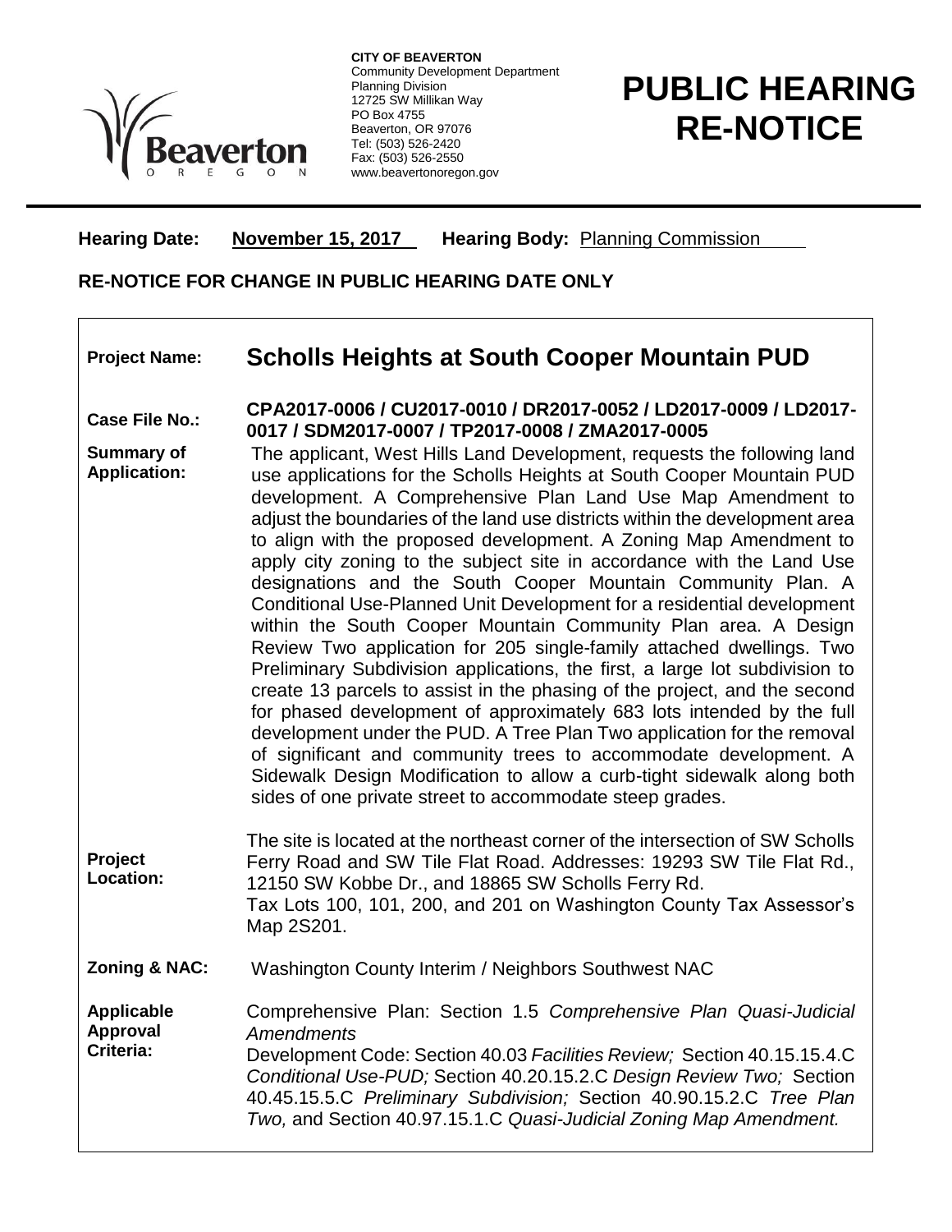**CITY OF BEAVERTON**
Community Development Department
Planning Division
12725 SW Millikan Way
PO Box 4755
Beaverton, OR 97076
Tel: (503) 526-2420
Fax: (503) 526-2550
www.beavertonoregon.gov

# PUBLIC HEARING RE-NOTICE

**Hearing Date:** **November 15, 2017** **Hearing Body:** Planning Commission

**RE-NOTICE FOR CHANGE IN PUBLIC HEARING DATE ONLY**

| | |
|---|---|
| **Project Name:** | **Scholls Heights at South Cooper Mountain PUD** |
| **Case File No.:** | **CPA2017-0006 / CU2017-0010 / DR2017-0052 / LD2017-0009 / LD2017-0017 / SDM2017-0007 / TP2017-0008 / ZMA2017-0005** |
| **Summary of Application:** | The applicant, West Hills Land Development, requests the following land use applications for the Scholls Heights at South Cooper Mountain PUD development. A Comprehensive Plan Land Use Map Amendment to adjust the boundaries of the land use districts within the development area to align with the proposed development. A Zoning Map Amendment to apply city zoning to the subject site in accordance with the Land Use designations and the South Cooper Mountain Community Plan. A Conditional Use-Planned Unit Development for a residential development within the South Cooper Mountain Community Plan area. A Design Review Two application for 205 single-family attached dwellings. Two Preliminary Subdivision applications, the first, a large lot subdivision to create 13 parcels to assist in the phasing of the project, and the second for phased development of approximately 683 lots intended by the full development under the PUD. A Tree Plan Two application for the removal of significant and community trees to accommodate development. A Sidewalk Design Modification to allow a curb-tight sidewalk along both sides of one private street to accommodate steep grades. |
| **Project Location:** | The site is located at the northeast corner of the intersection of SW Scholls Ferry Road and SW Tile Flat Road. Addresses: 19293 SW Tile Flat Rd., 12150 SW Kobbe Dr., and 18865 SW Scholls Ferry Rd. Tax Lots 100, 101, 200, and 201 on Washington County Tax Assessor's Map 2S201. |
| **Zoning & NAC:** | Washington County Interim / Neighbors Southwest NAC |
| **Applicable Approval Criteria:** | Comprehensive Plan: Section 1.5 *Comprehensive Plan Quasi-Judicial Amendments* Development Code: Section 40.03 *Facilities Review;* Section 40.15.15.4.C *Conditional Use-PUD;* Section 40.20.15.2.C *Design Review Two;* Section 40.45.15.5.C *Preliminary Subdivision;* Section 40.90.15.2.C *Tree Plan Two,* and Section 40.97.15.1.C *Quasi-Judicial Zoning Map Amendment.* |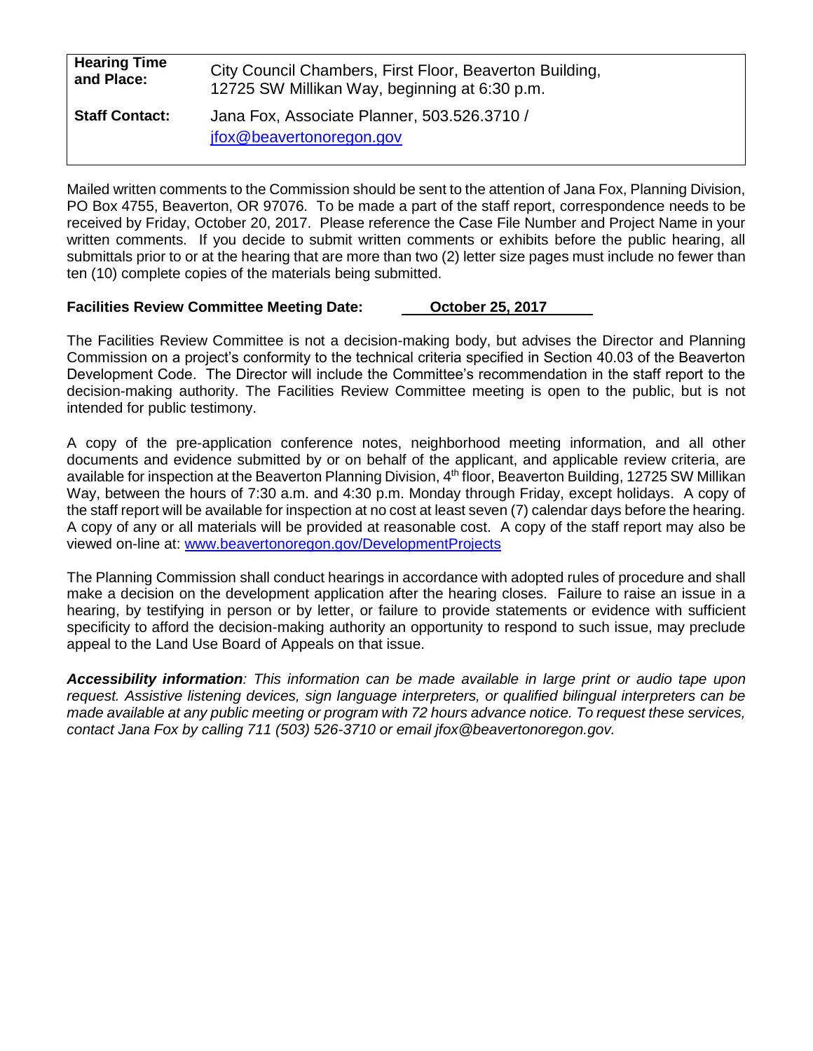| | |
|---|---|
| **Hearing Time and Place:** | City Council Chambers, First Floor, Beaverton Building, 12725 SW Millikan Way, beginning at 6:30 p.m. |
| **Staff Contact:** | Jana Fox, Associate Planner, 503.526.3710 / jfox@beavertonoregon.gov |

Mailed written comments to the Commission should be sent to the attention of Jana Fox, Planning Division, PO Box 4755, Beaverton, OR 97076. To be made a part of the staff report, correspondence needs to be received by Friday, October 20, 2017. Please reference the Case File Number and Project Name in your written comments. If you decide to submit written comments or exhibits before the public hearing, all submittals prior to or at the hearing that are more than two (2) letter size pages must include no fewer than ten (10) complete copies of the materials being submitted.

**Facilities Review Committee Meeting Date:** **October 25, 2017**

The Facilities Review Committee is not a decision-making body, but advises the Director and Planning Commission on a project's conformity to the technical criteria specified in Section 40.03 of the Beaverton Development Code. The Director will include the Committee's recommendation in the staff report to the decision-making authority. The Facilities Review Committee meeting is open to the public, but is not intended for public testimony.

A copy of the pre-application conference notes, neighborhood meeting information, and all other documents and evidence submitted by or on behalf of the applicant, and applicable review criteria, are available for inspection at the Beaverton Planning Division, 4th floor, Beaverton Building, 12725 SW Millikan Way, between the hours of 7:30 a.m. and 4:30 p.m. Monday through Friday, except holidays. A copy of the staff report will be available for inspection at no cost at least seven (7) calendar days before the hearing. A copy of any or all materials will be provided at reasonable cost. A copy of the staff report may also be viewed on-line at: www.beavertonoregon.gov/DevelopmentProjects

The Planning Commission shall conduct hearings in accordance with adopted rules of procedure and shall make a decision on the development application after the hearing closes. Failure to raise an issue in a hearing, by testifying in person or by letter, or failure to provide statements or evidence with sufficient specificity to afford the decision-making authority an opportunity to respond to such issue, may preclude appeal to the Land Use Board of Appeals on that issue.

***Accessibility information****: This information can be made available in large print or audio tape upon request. Assistive listening devices, sign language interpreters, or qualified bilingual interpreters can be made available at any public meeting or program with 72 hours advance notice. To request these services, contact Jana Fox by calling 711 (503) 526-3710 or email jfox@beavertonoregon.gov.*